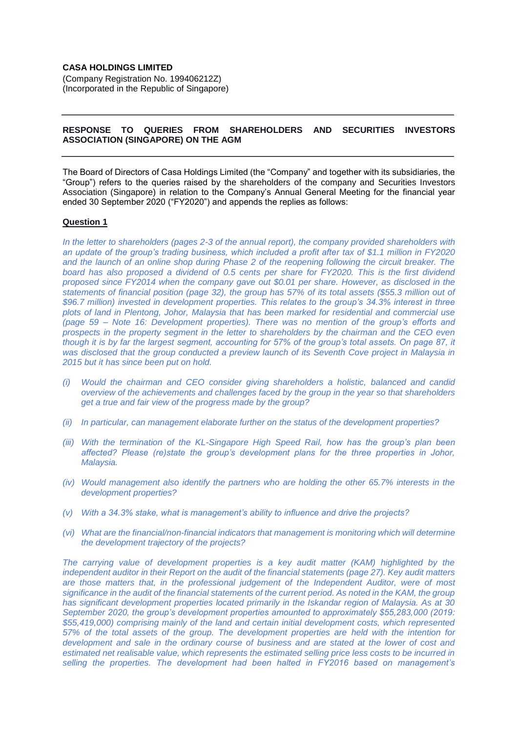**CASA HOLDINGS LIMITED**
(Company Registration No. 199406212Z)
(Incorporated in the Republic of Singapore)

---

**RESPONSE TO QUERIES FROM SHAREHOLDERS AND SECURITIES INVESTORS ASSOCIATION (SINGAPORE) ON THE AGM**

---

The Board of Directors of Casa Holdings Limited (the "Company" and together with its subsidiaries, the "Group") refers to the queries raised by the shareholders of the company and Securities Investors Association (Singapore) in relation to the Company's Annual General Meeting for the financial year ended 30 September 2020 ("FY2020") and appends the replies as follows:

**Question 1**

*In the letter to shareholders (pages 2-3 of the annual report), the company provided shareholders with an update of the group's trading business, which included a profit after tax of $1.1 million in FY2020 and the launch of an online shop during Phase 2 of the reopening following the circuit breaker. The board has also proposed a dividend of 0.5 cents per share for FY2020. This is the first dividend proposed since FY2014 when the company gave out $0.01 per share. However, as disclosed in the statements of financial position (page 32), the group has 57% of its total assets ($55.3 million out of $96.7 million) invested in development properties. This relates to the group's 34.3% interest in three plots of land in Plentong, Johor, Malaysia that has been marked for residential and commercial use (page 59 – Note 16: Development properties). There was no mention of the group's efforts and prospects in the property segment in the letter to shareholders by the chairman and the CEO even though it is by far the largest segment, accounting for 57% of the group's total assets. On page 87, it was disclosed that the group conducted a preview launch of its Seventh Cove project in Malaysia in 2015 but it has since been put on hold.*

*(i) Would the chairman and CEO consider giving shareholders a holistic, balanced and candid overview of the achievements and challenges faced by the group in the year so that shareholders get a true and fair view of the progress made by the group?*

*(ii) In particular, can management elaborate further on the status of the development properties?*

*(iii) With the termination of the KL-Singapore High Speed Rail, how has the group's plan been affected? Please (re)state the group's development plans for the three properties in Johor, Malaysia.*

*(iv) Would management also identify the partners who are holding the other 65.7% interests in the development properties?*

*(v) With a 34.3% stake, what is management's ability to influence and drive the projects?*

*(vi) What are the financial/non-financial indicators that management is monitoring which will determine the development trajectory of the projects?*

*The carrying value of development properties is a key audit matter (KAM) highlighted by the independent auditor in their Report on the audit of the financial statements (page 27). Key audit matters are those matters that, in the professional judgement of the Independent Auditor, were of most significance in the audit of the financial statements of the current period. As noted in the KAM, the group has significant development properties located primarily in the Iskandar region of Malaysia. As at 30 September 2020, the group's development properties amounted to approximately $55,283,000 (2019: $55,419,000) comprising mainly of the land and certain initial development costs, which represented 57% of the total assets of the group. The development properties are held with the intention for development and sale in the ordinary course of business and are stated at the lower of cost and estimated net realisable value, which represents the estimated selling price less costs to be incurred in selling the properties. The development had been halted in FY2016 based on management's*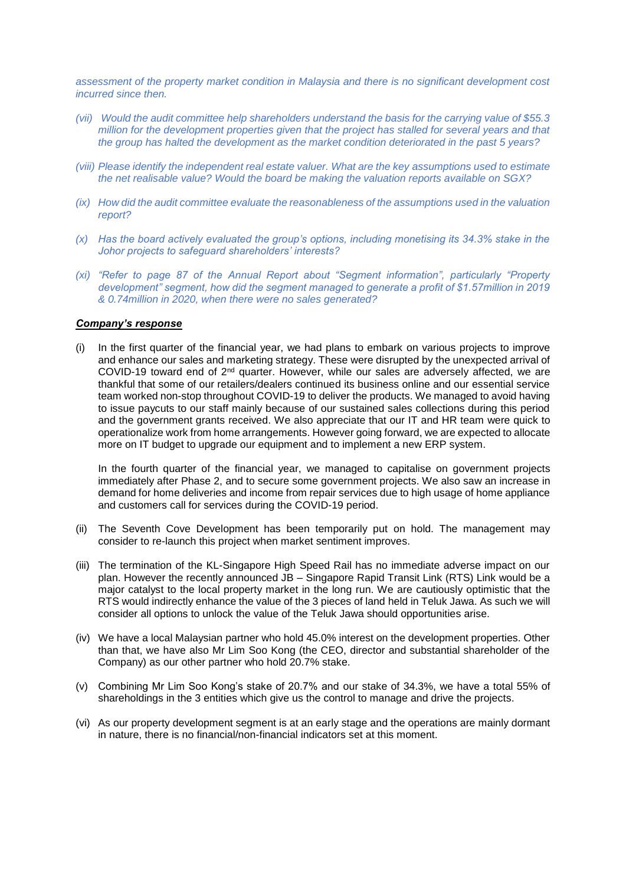*assessment of the property market condition in Malaysia and there is no significant development cost incurred since then.*

*(vii) Would the audit committee help shareholders understand the basis for the carrying value of $55.3 million for the development properties given that the project has stalled for several years and that the group has halted the development as the market condition deteriorated in the past 5 years?*

*(viii) Please identify the independent real estate valuer. What are the key assumptions used to estimate the net realisable value? Would the board be making the valuation reports available on SGX?*

*(ix) How did the audit committee evaluate the reasonableness of the assumptions used in the valuation report?*

*(x) Has the board actively evaluated the group's options, including monetising its 34.3% stake in the Johor projects to safeguard shareholders' interests?*

*(xi) "Refer to page 87 of the Annual Report about "Segment information", particularly "Property development" segment, how did the segment managed to generate a profit of $1.57million in 2019 & 0.74million in 2020, when there were no sales generated?*

***Company's response***

(i) In the first quarter of the financial year, we had plans to embark on various projects to improve and enhance our sales and marketing strategy. These were disrupted by the unexpected arrival of COVID-19 toward end of 2nd quarter. However, while our sales are adversely affected, we are thankful that some of our retailers/dealers continued its business online and our essential service team worked non-stop throughout COVID-19 to deliver the products. We managed to avoid having to issue paycuts to our staff mainly because of our sustained sales collections during this period and the government grants received. We also appreciate that our IT and HR team were quick to operationalize work from home arrangements. However going forward, we are expected to allocate more on IT budget to upgrade our equipment and to implement a new ERP system.

In the fourth quarter of the financial year, we managed to capitalise on government projects immediately after Phase 2, and to secure some government projects. We also saw an increase in demand for home deliveries and income from repair services due to high usage of home appliance and customers call for services during the COVID-19 period.

(ii) The Seventh Cove Development has been temporarily put on hold. The management may consider to re-launch this project when market sentiment improves.

(iii) The termination of the KL-Singapore High Speed Rail has no immediate adverse impact on our plan. However the recently announced JB – Singapore Rapid Transit Link (RTS) Link would be a major catalyst to the local property market in the long run. We are cautiously optimistic that the RTS would indirectly enhance the value of the 3 pieces of land held in Teluk Jawa. As such we will consider all options to unlock the value of the Teluk Jawa should opportunities arise.

(iv) We have a local Malaysian partner who hold 45.0% interest on the development properties. Other than that, we have also Mr Lim Soo Kong (the CEO, director and substantial shareholder of the Company) as our other partner who hold 20.7% stake.

(v) Combining Mr Lim Soo Kong's stake of 20.7% and our stake of 34.3%, we have a total 55% of shareholdings in the 3 entities which give us the control to manage and drive the projects.

(vi) As our property development segment is at an early stage and the operations are mainly dormant in nature, there is no financial/non-financial indicators set at this moment.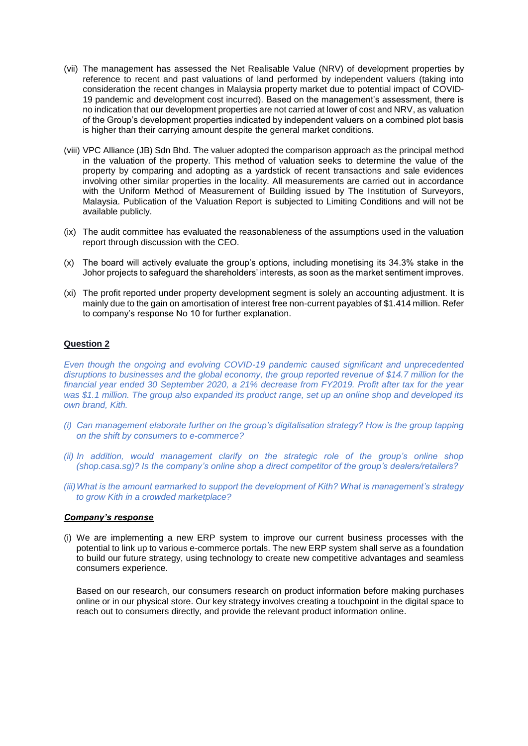(vii) The management has assessed the Net Realisable Value (NRV) of development properties by reference to recent and past valuations of land performed by independent valuers (taking into consideration the recent changes in Malaysia property market due to potential impact of COVID-19 pandemic and development cost incurred). Based on the management's assessment, there is no indication that our development properties are not carried at lower of cost and NRV, as valuation of the Group's development properties indicated by independent valuers on a combined plot basis is higher than their carrying amount despite the general market conditions.

(viii) VPC Alliance (JB) Sdn Bhd. The valuer adopted the comparison approach as the principal method in the valuation of the property. This method of valuation seeks to determine the value of the property by comparing and adopting as a yardstick of recent transactions and sale evidences involving other similar properties in the locality. All measurements are carried out in accordance with the Uniform Method of Measurement of Building issued by The Institution of Surveyors, Malaysia. Publication of the Valuation Report is subjected to Limiting Conditions and will not be available publicly.

(ix) The audit committee has evaluated the reasonableness of the assumptions used in the valuation report through discussion with the CEO.

(x) The board will actively evaluate the group's options, including monetising its 34.3% stake in the Johor projects to safeguard the shareholders' interests, as soon as the market sentiment improves.

(xi) The profit reported under property development segment is solely an accounting adjustment. It is mainly due to the gain on amortisation of interest free non-current payables of $1.414 million. Refer to company's response No 10 for further explanation.

**Question 2**

*Even though the ongoing and evolving COVID-19 pandemic caused significant and unprecedented disruptions to businesses and the global economy, the group reported revenue of $14.7 million for the financial year ended 30 September 2020, a 21% decrease from FY2019. Profit after tax for the year was $1.1 million. The group also expanded its product range, set up an online shop and developed its own brand, Kith.*

*(i) Can management elaborate further on the group's digitalisation strategy? How is the group tapping on the shift by consumers to e-commerce?*

*(ii) In addition, would management clarify on the strategic role of the group's online shop (shop.casa.sg)? Is the company's online shop a direct competitor of the group's dealers/retailers?*

*(iii) What is the amount earmarked to support the development of Kith? What is management's strategy to grow Kith in a crowded marketplace?*

***Company's response***

(i) We are implementing a new ERP system to improve our current business processes with the potential to link up to various e-commerce portals. The new ERP system shall serve as a foundation to build our future strategy, using technology to create new competitive advantages and seamless consumers experience.

Based on our research, our consumers research on product information before making purchases online or in our physical store. Our key strategy involves creating a touchpoint in the digital space to reach out to consumers directly, and provide the relevant product information online.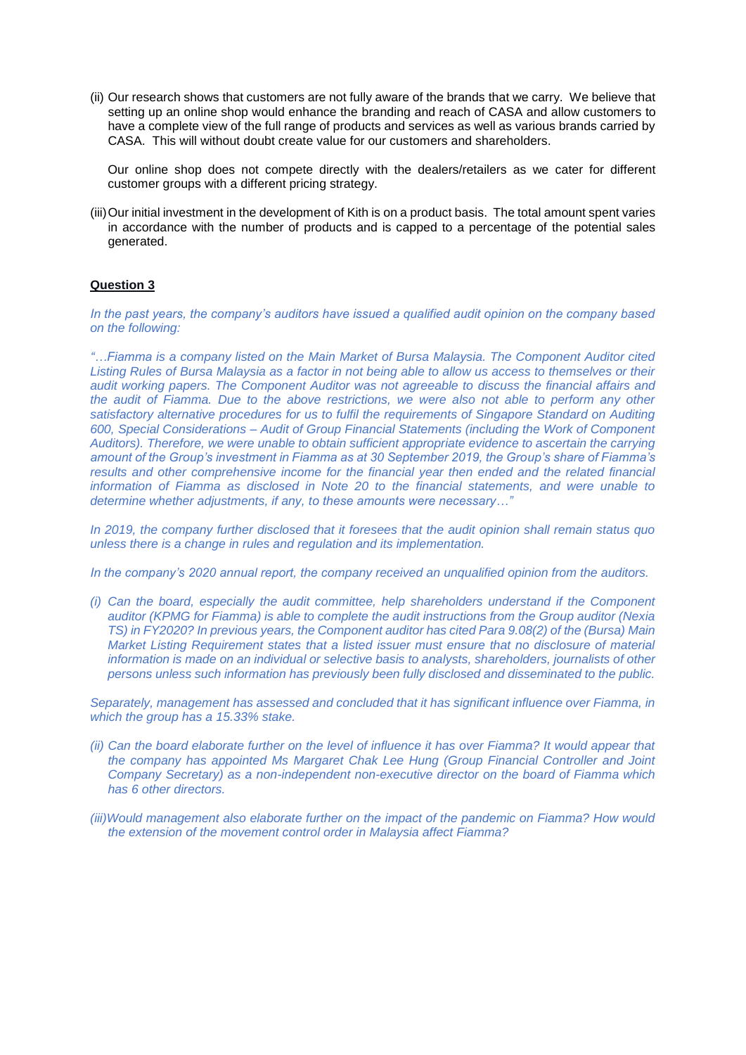(ii) Our research shows that customers are not fully aware of the brands that we carry. We believe that setting up an online shop would enhance the branding and reach of CASA and allow customers to have a complete view of the full range of products and services as well as various brands carried by CASA. This will without doubt create value for our customers and shareholders.

Our online shop does not compete directly with the dealers/retailers as we cater for different customer groups with a different pricing strategy.

(iii) Our initial investment in the development of Kith is on a product basis. The total amount spent varies in accordance with the number of products and is capped to a percentage of the potential sales generated.

**Question 3**

*In the past years, the company's auditors have issued a qualified audit opinion on the company based on the following:*

*"…Fiamma is a company listed on the Main Market of Bursa Malaysia. The Component Auditor cited Listing Rules of Bursa Malaysia as a factor in not being able to allow us access to themselves or their audit working papers. The Component Auditor was not agreeable to discuss the financial affairs and the audit of Fiamma. Due to the above restrictions, we were also not able to perform any other satisfactory alternative procedures for us to fulfil the requirements of Singapore Standard on Auditing 600, Special Considerations – Audit of Group Financial Statements (including the Work of Component Auditors). Therefore, we were unable to obtain sufficient appropriate evidence to ascertain the carrying amount of the Group's investment in Fiamma as at 30 September 2019, the Group's share of Fiamma's results and other comprehensive income for the financial year then ended and the related financial information of Fiamma as disclosed in Note 20 to the financial statements, and were unable to determine whether adjustments, if any, to these amounts were necessary…"*

*In 2019, the company further disclosed that it foresees that the audit opinion shall remain status quo unless there is a change in rules and regulation and its implementation.*

*In the company's 2020 annual report, the company received an unqualified opinion from the auditors.*

*(i) Can the board, especially the audit committee, help shareholders understand if the Component auditor (KPMG for Fiamma) is able to complete the audit instructions from the Group auditor (Nexia TS) in FY2020? In previous years, the Component auditor has cited Para 9.08(2) of the (Bursa) Main Market Listing Requirement states that a listed issuer must ensure that no disclosure of material information is made on an individual or selective basis to analysts, shareholders, journalists of other persons unless such information has previously been fully disclosed and disseminated to the public.*

*Separately, management has assessed and concluded that it has significant influence over Fiamma, in which the group has a 15.33% stake.*

*(ii) Can the board elaborate further on the level of influence it has over Fiamma? It would appear that the company has appointed Ms Margaret Chak Lee Hung (Group Financial Controller and Joint Company Secretary) as a non-independent non-executive director on the board of Fiamma which has 6 other directors.*

*(iii) Would management also elaborate further on the impact of the pandemic on Fiamma? How would the extension of the movement control order in Malaysia affect Fiamma?*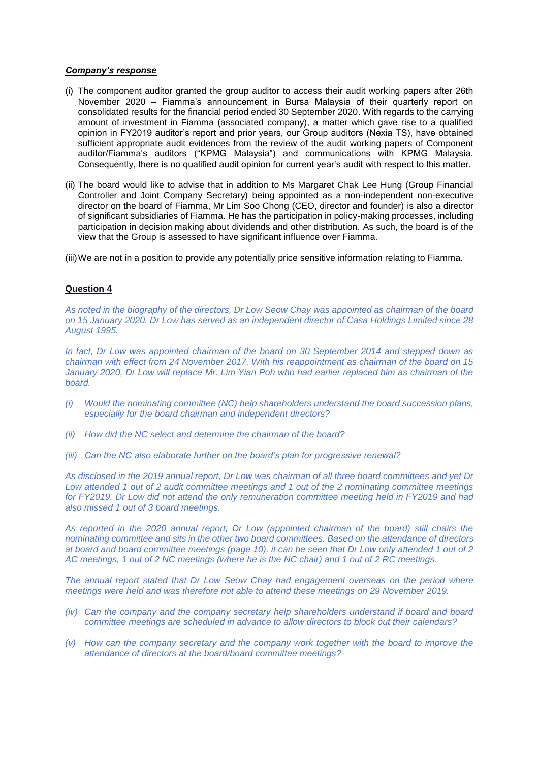***Company's response***

(i) The component auditor granted the group auditor to access their audit working papers after 26th November 2020 – Fiamma's announcement in Bursa Malaysia of their quarterly report on consolidated results for the financial period ended 30 September 2020. With regards to the carrying amount of investment in Fiamma (associated company), a matter which gave rise to a qualified opinion in FY2019 auditor's report and prior years, our Group auditors (Nexia TS), have obtained sufficient appropriate audit evidences from the review of the audit working papers of Component auditor/Fiamma's auditors ("KPMG Malaysia") and communications with KPMG Malaysia. Consequently, there is no qualified audit opinion for current year's audit with respect to this matter.

(ii) The board would like to advise that in addition to Ms Margaret Chak Lee Hung (Group Financial Controller and Joint Company Secretary) being appointed as a non-independent non-executive director on the board of Fiamma, Mr Lim Soo Chong (CEO, director and founder) is also a director of significant subsidiaries of Fiamma. He has the participation in policy-making processes, including participation in decision making about dividends and other distribution. As such, the board is of the view that the Group is assessed to have significant influence over Fiamma.

(iii) We are not in a position to provide any potentially price sensitive information relating to Fiamma.

**Question 4**

*As noted in the biography of the directors, Dr Low Seow Chay was appointed as chairman of the board on 15 January 2020. Dr Low has served as an independent director of Casa Holdings Limited since 28 August 1995.*

*In fact, Dr Low was appointed chairman of the board on 30 September 2014 and stepped down as chairman with effect from 24 November 2017. With his reappointment as chairman of the board on 15 January 2020, Dr Low will replace Mr. Lim Yian Poh who had earlier replaced him as chairman of the board.*

*(i) Would the nominating committee (NC) help shareholders understand the board succession plans, especially for the board chairman and independent directors?*

*(ii) How did the NC select and determine the chairman of the board?*

*(iii) Can the NC also elaborate further on the board's plan for progressive renewal?*

*As disclosed in the 2019 annual report, Dr Low was chairman of all three board committees and yet Dr Low attended 1 out of 2 audit committee meetings and 1 out of the 2 nominating committee meetings for FY2019. Dr Low did not attend the only remuneration committee meeting held in FY2019 and had also missed 1 out of 3 board meetings.*

*As reported in the 2020 annual report, Dr Low (appointed chairman of the board) still chairs the nominating committee and sits in the other two board committees. Based on the attendance of directors at board and board committee meetings (page 10), it can be seen that Dr Low only attended 1 out of 2 AC meetings, 1 out of 2 NC meetings (where he is the NC chair) and 1 out of 2 RC meetings.*

*The annual report stated that Dr Low Seow Chay had engagement overseas on the period where meetings were held and was therefore not able to attend these meetings on 29 November 2019.*

*(iv) Can the company and the company secretary help shareholders understand if board and board committee meetings are scheduled in advance to allow directors to block out their calendars?*

*(v) How can the company secretary and the company work together with the board to improve the attendance of directors at the board/board committee meetings?*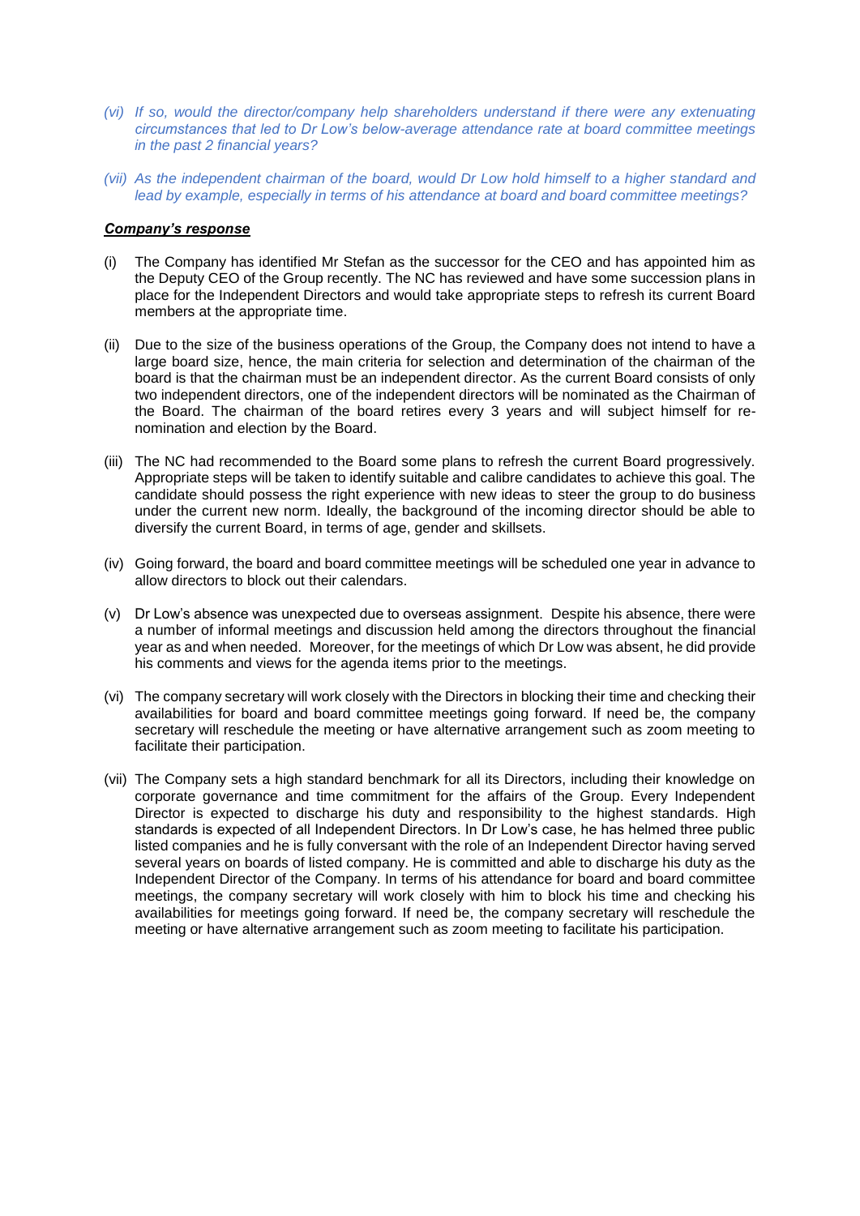*(vi) If so, would the director/company help shareholders understand if there were any extenuating circumstances that led to Dr Low's below-average attendance rate at board committee meetings in the past 2 financial years?*

*(vii) As the independent chairman of the board, would Dr Low hold himself to a higher standard and lead by example, especially in terms of his attendance at board and board committee meetings?*

***Company's response***

(i) The Company has identified Mr Stefan as the successor for the CEO and has appointed him as the Deputy CEO of the Group recently. The NC has reviewed and have some succession plans in place for the Independent Directors and would take appropriate steps to refresh its current Board members at the appropriate time.

(ii) Due to the size of the business operations of the Group, the Company does not intend to have a large board size, hence, the main criteria for selection and determination of the chairman of the board is that the chairman must be an independent director. As the current Board consists of only two independent directors, one of the independent directors will be nominated as the Chairman of the Board. The chairman of the board retires every 3 years and will subject himself for re-nomination and election by the Board.

(iii) The NC had recommended to the Board some plans to refresh the current Board progressively. Appropriate steps will be taken to identify suitable and calibre candidates to achieve this goal. The candidate should possess the right experience with new ideas to steer the group to do business under the current new norm. Ideally, the background of the incoming director should be able to diversify the current Board, in terms of age, gender and skillsets.

(iv) Going forward, the board and board committee meetings will be scheduled one year in advance to allow directors to block out their calendars.

(v) Dr Low's absence was unexpected due to overseas assignment. Despite his absence, there were a number of informal meetings and discussion held among the directors throughout the financial year as and when needed. Moreover, for the meetings of which Dr Low was absent, he did provide his comments and views for the agenda items prior to the meetings.

(vi) The company secretary will work closely with the Directors in blocking their time and checking their availabilities for board and board committee meetings going forward. If need be, the company secretary will reschedule the meeting or have alternative arrangement such as zoom meeting to facilitate their participation.

(vii) The Company sets a high standard benchmark for all its Directors, including their knowledge on corporate governance and time commitment for the affairs of the Group. Every Independent Director is expected to discharge his duty and responsibility to the highest standards. High standards is expected of all Independent Directors. In Dr Low's case, he has helmed three public listed companies and he is fully conversant with the role of an Independent Director having served several years on boards of listed company. He is committed and able to discharge his duty as the Independent Director of the Company. In terms of his attendance for board and board committee meetings, the company secretary will work closely with him to block his time and checking his availabilities for meetings going forward. If need be, the company secretary will reschedule the meeting or have alternative arrangement such as zoom meeting to facilitate his participation.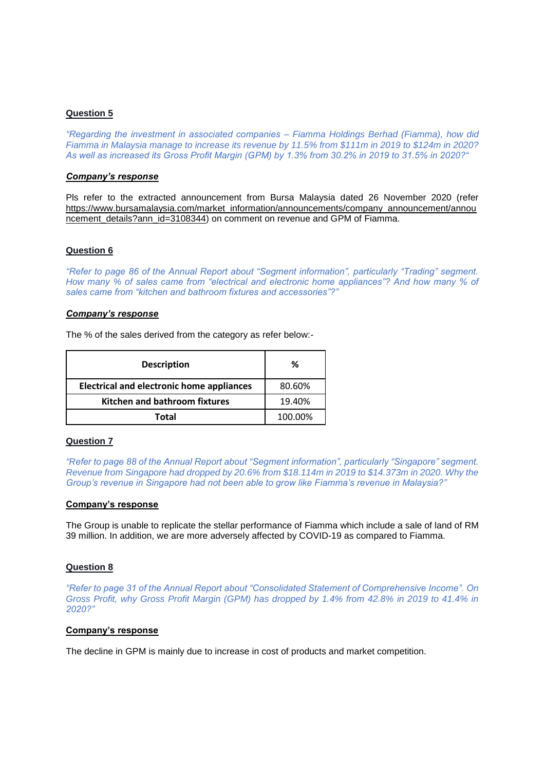**Question 5**

*"Regarding the investment in associated companies – Fiamma Holdings Berhad (Fiamma), how did Fiamma in Malaysia manage to increase its revenue by 11.5% from $111m in 2019 to $124m in 2020? As well as increased its Gross Profit Margin (GPM) by 1.3% from 30.2% in 2019 to 31.5% in 2020?"*

***Company's response***

Pls refer to the extracted announcement from Bursa Malaysia dated 26 November 2020 (refer https://www.bursamalaysia.com/market_information/announcements/company_announcement/announcement_details?ann_id=3108344) on comment on revenue and GPM of Fiamma.

**Question 6**

*"Refer to page 86 of the Annual Report about "Segment information", particularly "Trading" segment. How many % of sales came from "electrical and electronic home appliances"? And how many % of sales came from "kitchen and bathroom fixtures and accessories"?"*

***Company's response***

The % of the sales derived from the category as refer below:-

| Description | % |
|---|---|
| Electrical and electronic home appliances | 80.60% |
| Kitchen and bathroom fixtures | 19.40% |
| Total | 100.00% |

**Question 7**

*"Refer to page 88 of the Annual Report about "Segment information", particularly "Singapore" segment. Revenue from Singapore had dropped by 20.6% from $18.114m in 2019 to $14.373m in 2020. Why the Group's revenue in Singapore had not been able to grow like Fiamma's revenue in Malaysia?"*

**Company's response**

The Group is unable to replicate the stellar performance of Fiamma which include a sale of land of RM 39 million. In addition, we are more adversely affected by COVID-19 as compared to Fiamma.

**Question 8**

*"Refer to page 31 of the Annual Report about "Consolidated Statement of Comprehensive Income". On Gross Profit, why Gross Profit Margin (GPM) has dropped by 1.4% from 42.8% in 2019 to 41.4% in 2020?"*

**Company's response**

The decline in GPM is mainly due to increase in cost of products and market competition.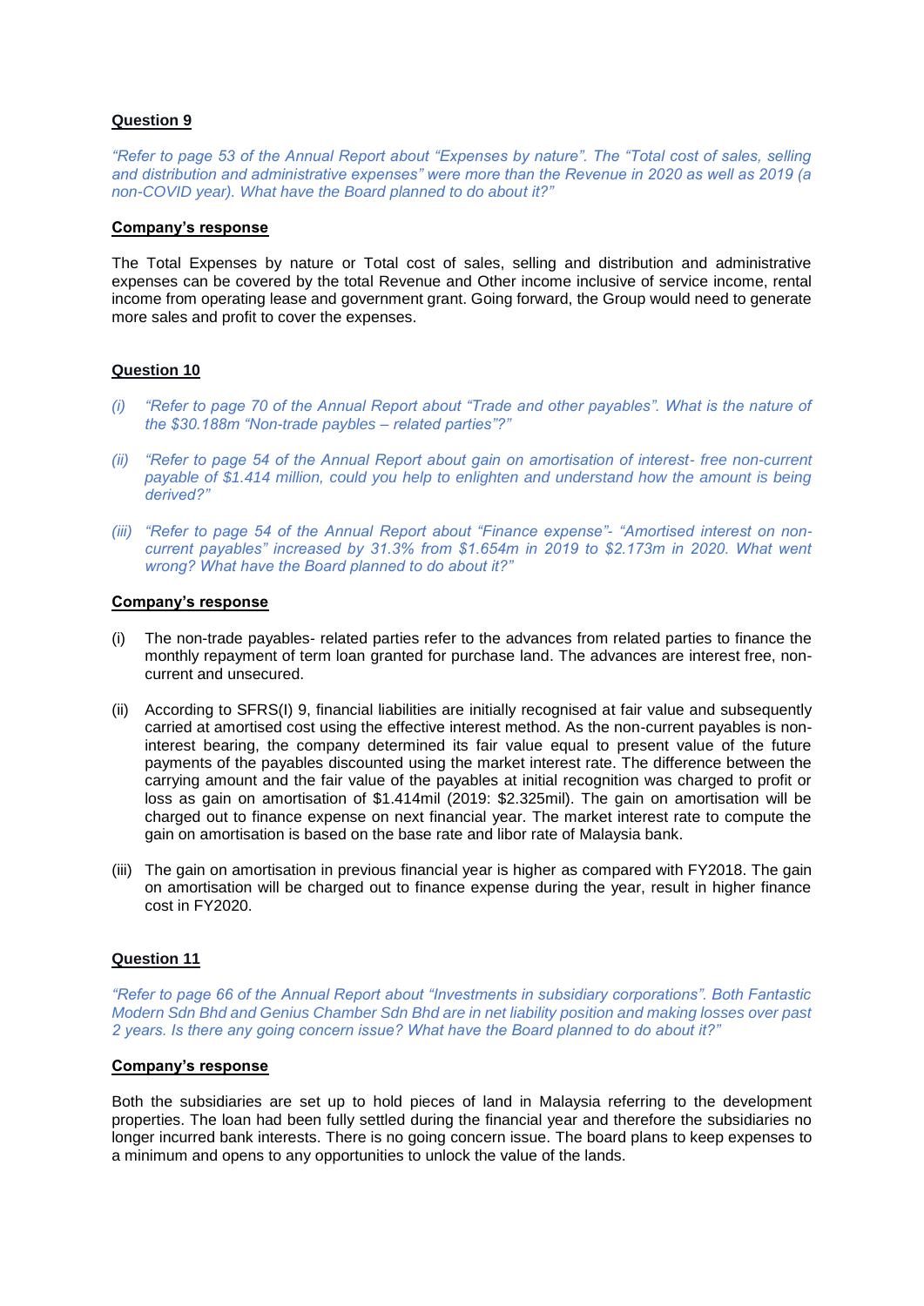**Question 9**

*"Refer to page 53 of the Annual Report about "Expenses by nature". The "Total cost of sales, selling and distribution and administrative expenses" were more than the Revenue in 2020 as well as 2019 (a non-COVID year). What have the Board planned to do about it?"*

**Company's response**

The Total Expenses by nature or Total cost of sales, selling and distribution and administrative expenses can be covered by the total Revenue and Other income inclusive of service income, rental income from operating lease and government grant. Going forward, the Group would need to generate more sales and profit to cover the expenses.

**Question 10**

(i) *"Refer to page 70 of the Annual Report about "Trade and other payables". What is the nature of the $30.188m "Non-trade paybles – related parties"?"*

(ii) *"Refer to page 54 of the Annual Report about gain on amortisation of interest- free non-current payable of $1.414 million, could you help to enlighten and understand how the amount is being derived?"*

(iii) *"Refer to page 54 of the Annual Report about "Finance expense"- "Amortised interest on non-current payables" increased by 31.3% from $1.654m in 2019 to $2.173m in 2020. What went wrong? What have the Board planned to do about it?"*

**Company's response**

(i) The non-trade payables- related parties refer to the advances from related parties to finance the monthly repayment of term loan granted for purchase land. The advances are interest free, non-current and unsecured.

(ii) According to SFRS(I) 9, financial liabilities are initially recognised at fair value and subsequently carried at amortised cost using the effective interest method. As the non-current payables is non-interest bearing, the company determined its fair value equal to present value of the future payments of the payables discounted using the market interest rate. The difference between the carrying amount and the fair value of the payables at initial recognition was charged to profit or loss as gain on amortisation of $1.414mil (2019: $2.325mil). The gain on amortisation will be charged out to finance expense on next financial year. The market interest rate to compute the gain on amortisation is based on the base rate and libor rate of Malaysia bank.

(iii) The gain on amortisation in previous financial year is higher as compared with FY2018. The gain on amortisation will be charged out to finance expense during the year, result in higher finance cost in FY2020.

**Question 11**

*"Refer to page 66 of the Annual Report about "Investments in subsidiary corporations". Both Fantastic Modern Sdn Bhd and Genius Chamber Sdn Bhd are in net liability position and making losses over past 2 years. Is there any going concern issue? What have the Board planned to do about it?"*

**Company's response**

Both the subsidiaries are set up to hold pieces of land in Malaysia referring to the development properties. The loan had been fully settled during the financial year and therefore the subsidiaries no longer incurred bank interests. There is no going concern issue. The board plans to keep expenses to a minimum and opens to any opportunities to unlock the value of the lands.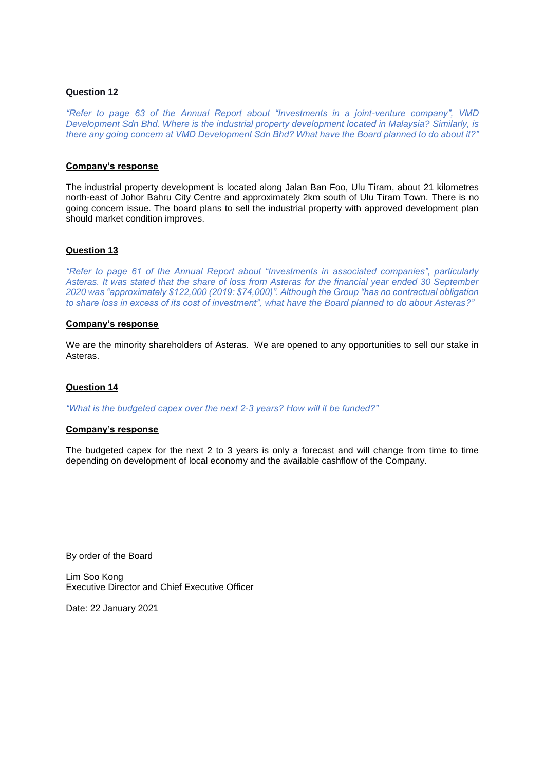**Question 12**

*"Refer to page 63 of the Annual Report about "Investments in a joint-venture company", VMD Development Sdn Bhd. Where is the industrial property development located in Malaysia? Similarly, is there any going concern at VMD Development Sdn Bhd? What have the Board planned to do about it?"*

**Company's response**

The industrial property development is located along Jalan Ban Foo, Ulu Tiram, about 21 kilometres north-east of Johor Bahru City Centre and approximately 2km south of Ulu Tiram Town. There is no going concern issue. The board plans to sell the industrial property with approved development plan should market condition improves.

**Question 13**

*"Refer to page 61 of the Annual Report about "Investments in associated companies", particularly Asteras. It was stated that the share of loss from Asteras for the financial year ended 30 September 2020 was "approximately $122,000 (2019: $74,000)". Although the Group "has no contractual obligation to share loss in excess of its cost of investment", what have the Board planned to do about Asteras?"*

**Company's response**

We are the minority shareholders of Asteras. We are opened to any opportunities to sell our stake in Asteras.

**Question 14**

*"What is the budgeted capex over the next 2-3 years? How will it be funded?"*

**Company's response**

The budgeted capex for the next 2 to 3 years is only a forecast and will change from time to time depending on development of local economy and the available cashflow of the Company.

By order of the Board

Lim Soo Kong
Executive Director and Chief Executive Officer

Date: 22 January 2021